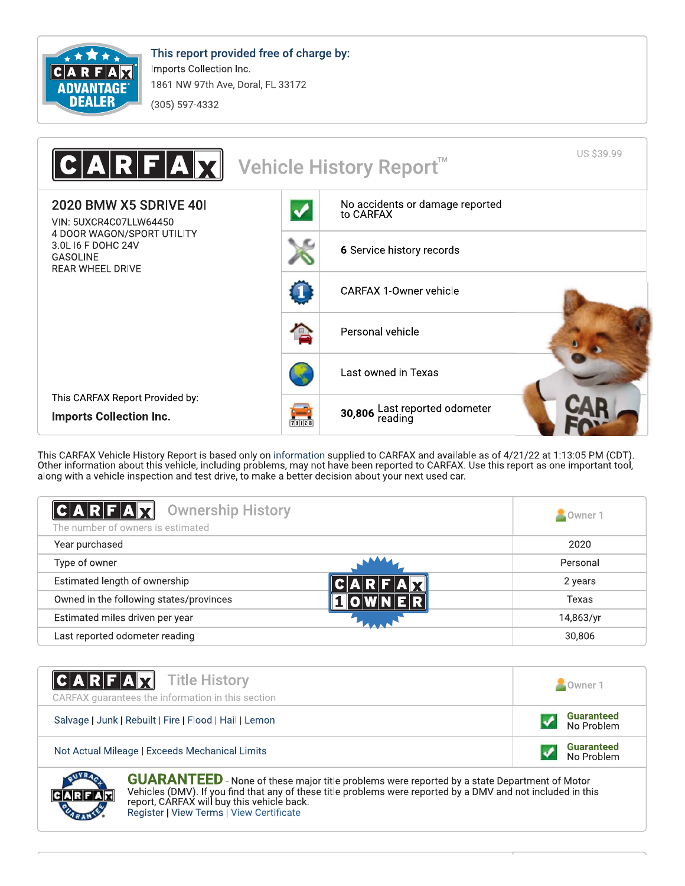**This report provided free of charge by:**
Imports Collection Inc.
1861 NW 97th Ave, Doral, FL 33172
(305) 597-4332

# CARFAX Vehicle History Report™

US $39.99

## 2020 BMW X5 SDRIVE 40I

VIN: 5UXCR4C07LLW64450
4 DOOR WAGON/SPORT UTILITY
3.0L I6 F DOHC 24V
GASOLINE
REAR WHEEL DRIVE

- No accidents or damage reported to CARFAX
- **6** Service history records
- CARFAX 1-Owner vehicle
- Personal vehicle
- Last owned in Texas
- **30,806** Last reported odometer reading

This CARFAX Report Provided by:
**Imports Collection Inc.**

This CARFAX Vehicle History Report is based only on information supplied to CARFAX and available as of 4/21/22 at 1:13:05 PM (CDT). Other information about this vehicle, including problems, may not have been reported to CARFAX. Use this report as one important tool, along with a vehicle inspection and test drive, to make a better decision about your next used car.

## Ownership History

The number of owners is estimated

| | Owner 1 |
|---|---|
| Year purchased | 2020 |
| Type of owner | Personal |
| Estimated length of ownership | 2 years |
| Owned in the following states/provinces | Texas |
| Estimated miles driven per year | 14,863/yr |
| Last reported odometer reading | 30,806 |

CARFAX 1 OWNER

## Title History

CARFAX guarantees the information in this section

| | Owner 1 |
|---|---|
| Salvage \| Junk \| Rebuilt \| Fire \| Flood \| Hail \| Lemon | Guaranteed No Problem |
| Not Actual Mileage \| Exceeds Mechanical Limits | Guaranteed No Problem |

**GUARANTEED** - None of these major title problems were reported by a state Department of Motor Vehicles (DMV). If you find that any of these title problems were reported by a DMV and not included in this report, CARFAX will buy this vehicle back.
Register | View Terms | View Certificate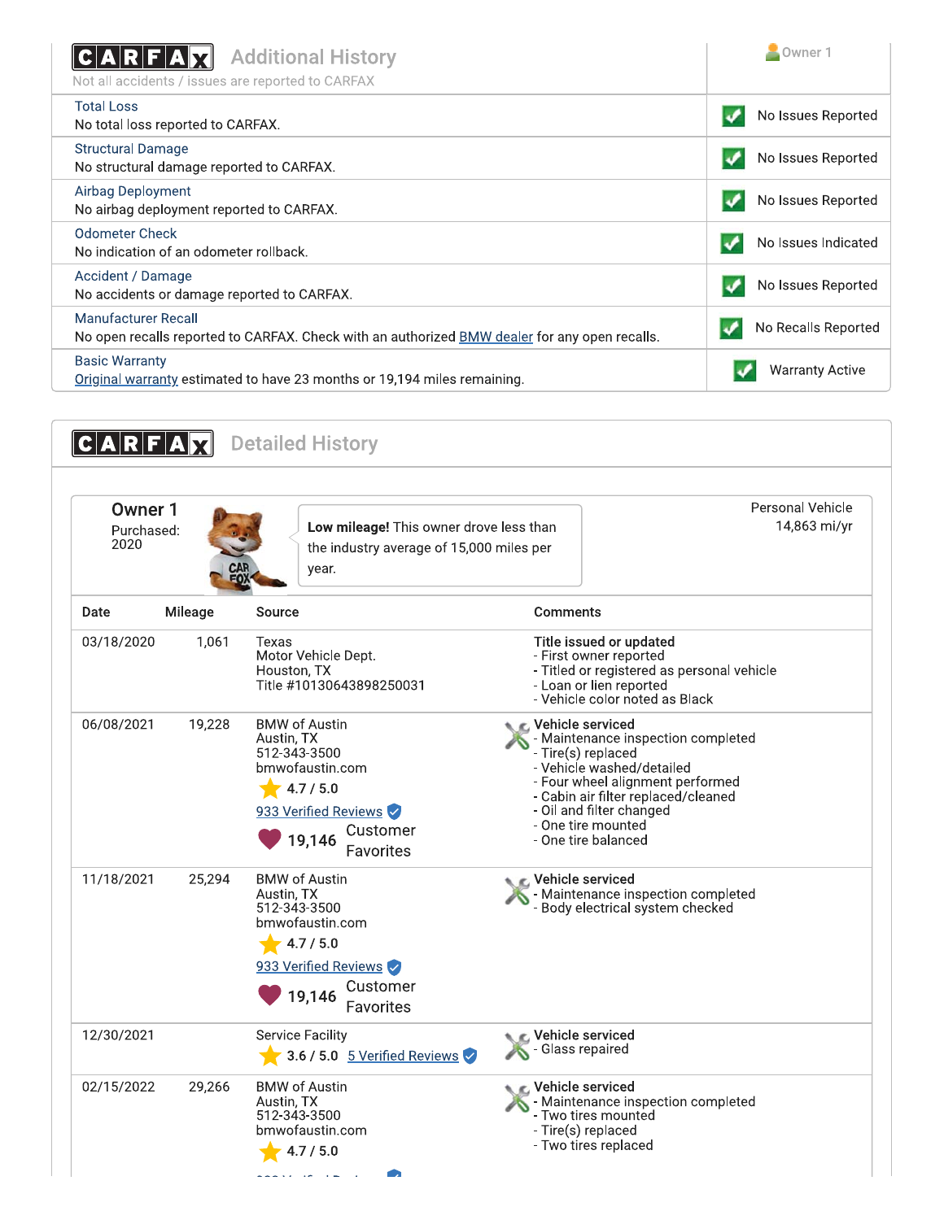## CARFAX Additional History

Not all accidents / issues are reported to CARFAX

| | Owner 1 |
|---|---|
| **Total Loss**<br>No total loss reported to CARFAX. | No Issues Reported |
| **Structural Damage**<br>No structural damage reported to CARFAX. | No Issues Reported |
| **Airbag Deployment**<br>No airbag deployment reported to CARFAX. | No Issues Reported |
| **Odometer Check**<br>No indication of an odometer rollback. | No Issues Indicated |
| **Accident / Damage**<br>No accidents or damage reported to CARFAX. | No Issues Reported |
| **Manufacturer Recall**<br>No open recalls reported to CARFAX. Check with an authorized BMW dealer for any open recalls. | No Recalls Reported |
| **Basic Warranty**<br>Original warranty estimated to have 23 months or 19,194 miles remaining. | Warranty Active |

## CARFAX Detailed History

**Owner 1**
Purchased: 2020

**Low mileage!** This owner drove less than the industry average of 15,000 miles per year.

Personal Vehicle
14,863 mi/yr

| Date | Mileage | Source | Comments |
|---|---|---|---|
| 03/18/2020 | 1,061 | Texas<br>Motor Vehicle Dept.<br>Houston, TX<br>Title #10130643898250031 | **Title issued or updated**<br>- First owner reported<br>- Titled or registered as personal vehicle<br>- Loan or lien reported<br>- Vehicle color noted as Black |
| 06/08/2021 | 19,228 | BMW of Austin<br>Austin, TX<br>512-343-3500<br>bmwofaustin.com<br>4.7 / 5.0<br>933 Verified Reviews<br>19,146 Customer Favorites | **Vehicle serviced**<br>- Maintenance inspection completed<br>- Tire(s) replaced<br>- Vehicle washed/detailed<br>- Four wheel alignment performed<br>- Cabin air filter replaced/cleaned<br>- Oil and filter changed<br>- One tire mounted<br>- One tire balanced |
| 11/18/2021 | 25,294 | BMW of Austin<br>Austin, TX<br>512-343-3500<br>bmwofaustin.com<br>4.7 / 5.0<br>933 Verified Reviews<br>19,146 Customer Favorites | **Vehicle serviced**<br>- Maintenance inspection completed<br>- Body electrical system checked |
| 12/30/2021 | | Service Facility<br>3.6 / 5.0 5 Verified Reviews | **Vehicle serviced**<br>- Glass repaired |
| 02/15/2022 | 29,266 | BMW of Austin<br>Austin, TX<br>512-343-3500<br>bmwofaustin.com<br>4.7 / 5.0 | **Vehicle serviced**<br>- Maintenance inspection completed<br>- Two tires mounted<br>- Tire(s) replaced<br>- Two tires replaced |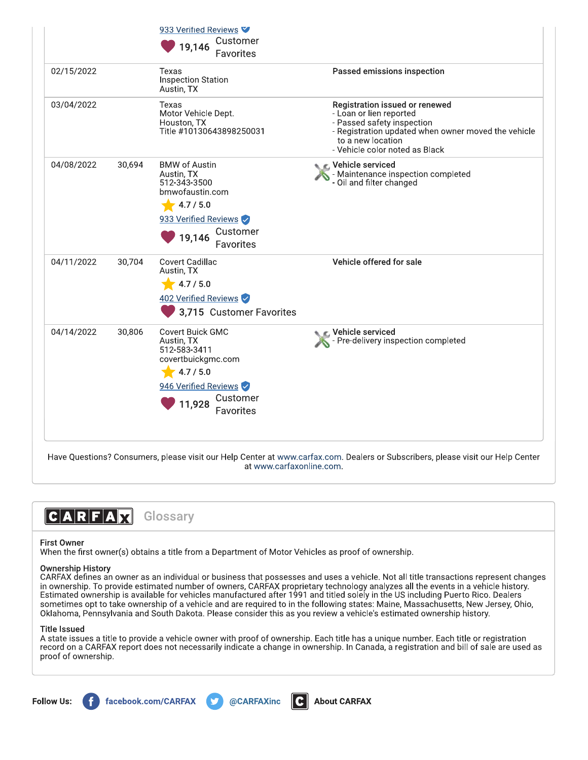| | | | |
|---|---|---|---|
| | | 933 Verified Reviews<br>19,146 Customer Favorites | |
| 02/15/2022 | | Texas<br>Inspection Station<br>Austin, TX | **Passed emissions inspection** |
| 03/04/2022 | | Texas<br>Motor Vehicle Dept.<br>Houston, TX<br>Title #10130643898250031 | **Registration issued or renewed**<br>- Loan or lien reported<br>- Passed safety inspection<br>- Registration updated when owner moved the vehicle to a new location<br>- Vehicle color noted as Black |
| 04/08/2022 | 30,694 | BMW of Austin<br>Austin, TX<br>512-343-3500<br>bmwofaustin.com<br>4.7 / 5.0<br>933 Verified Reviews<br>19,146 Customer Favorites | **Vehicle serviced**<br>- Maintenance inspection completed<br>- Oil and filter changed |
| 04/11/2022 | 30,704 | Covert Cadillac<br>Austin, TX<br>4.7 / 5.0<br>402 Verified Reviews<br>3,715 Customer Favorites | **Vehicle offered for sale** |
| 04/14/2022 | 30,806 | Covert Buick GMC<br>Austin, TX<br>512-583-3411<br>covertbuickgmc.com<br>4.7 / 5.0<br>946 Verified Reviews<br>11,928 Customer Favorites | **Vehicle serviced**<br>- Pre-delivery inspection completed |

Have Questions? Consumers, please visit our Help Center at www.carfax.com. Dealers or Subscribers, please visit our Help Center at www.carfaxonline.com.

## CARFAX Glossary

**First Owner**
When the first owner(s) obtains a title from a Department of Motor Vehicles as proof of ownership.

**Ownership History**
CARFAX defines an owner as an individual or business that possesses and uses a vehicle. Not all title transactions represent changes in ownership. To provide estimated number of owners, CARFAX proprietary technology analyzes all the events in a vehicle history. Estimated ownership is available for vehicles manufactured after 1991 and titled solely in the US including Puerto Rico. Dealers sometimes opt to take ownership of a vehicle and are required to in the following states: Maine, Massachusetts, New Jersey, Ohio, Oklahoma, Pennsylvania and South Dakota. Please consider this as you review a vehicle's estimated ownership history.

**Title Issued**
A state issues a title to provide a vehicle owner with proof of ownership. Each title has a unique number. Each title or registration record on a CARFAX report does not necessarily indicate a change in ownership. In Canada, a registration and bill of sale are used as proof of ownership.

**Follow Us:** facebook.com/CARFAX @CARFAXinc **About CARFAX**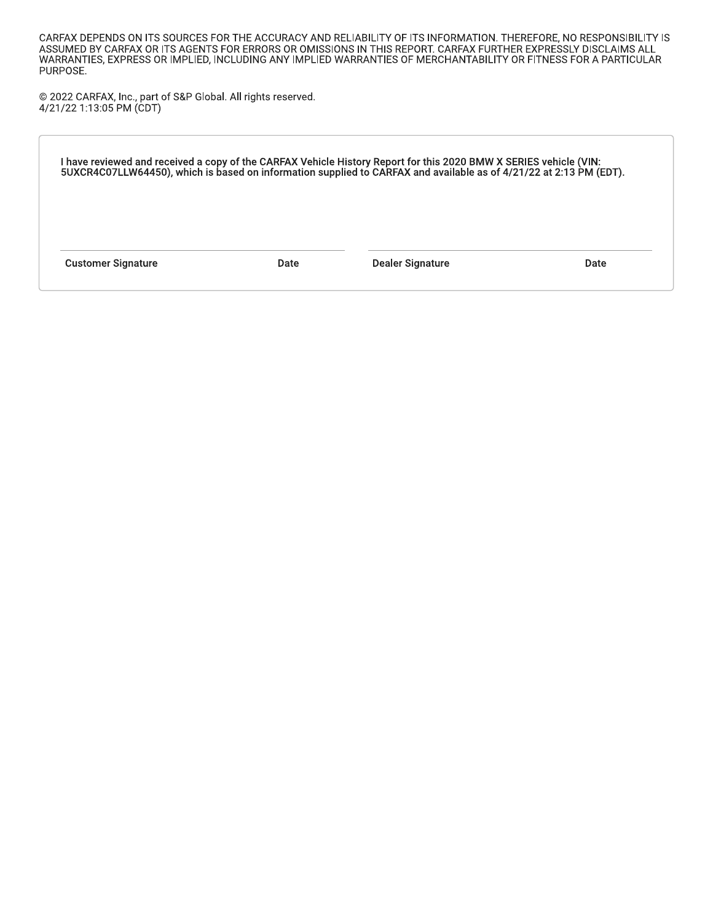CARFAX DEPENDS ON ITS SOURCES FOR THE ACCURACY AND RELIABILITY OF ITS INFORMATION. THEREFORE, NO RESPONSIBILITY IS ASSUMED BY CARFAX OR ITS AGENTS FOR ERRORS OR OMISSIONS IN THIS REPORT. CARFAX FURTHER EXPRESSLY DISCLAIMS ALL WARRANTIES, EXPRESS OR IMPLIED, INCLUDING ANY IMPLIED WARRANTIES OF MERCHANTABILITY OR FITNESS FOR A PARTICULAR PURPOSE.

© 2022 CARFAX, Inc., part of S&P Global. All rights reserved.
4/21/22 1:13:05 PM (CDT)

**I have reviewed and received a copy of the CARFAX Vehicle History Report for this 2020 BMW X SERIES vehicle (VIN: 5UXCR4C07LLW64450), which is based on information supplied to CARFAX and available as of 4/21/22 at 2:13 PM (EDT).**

| | | | |
|---|---|---|---|
| **Customer Signature** | **Date** | **Dealer Signature** | **Date** |